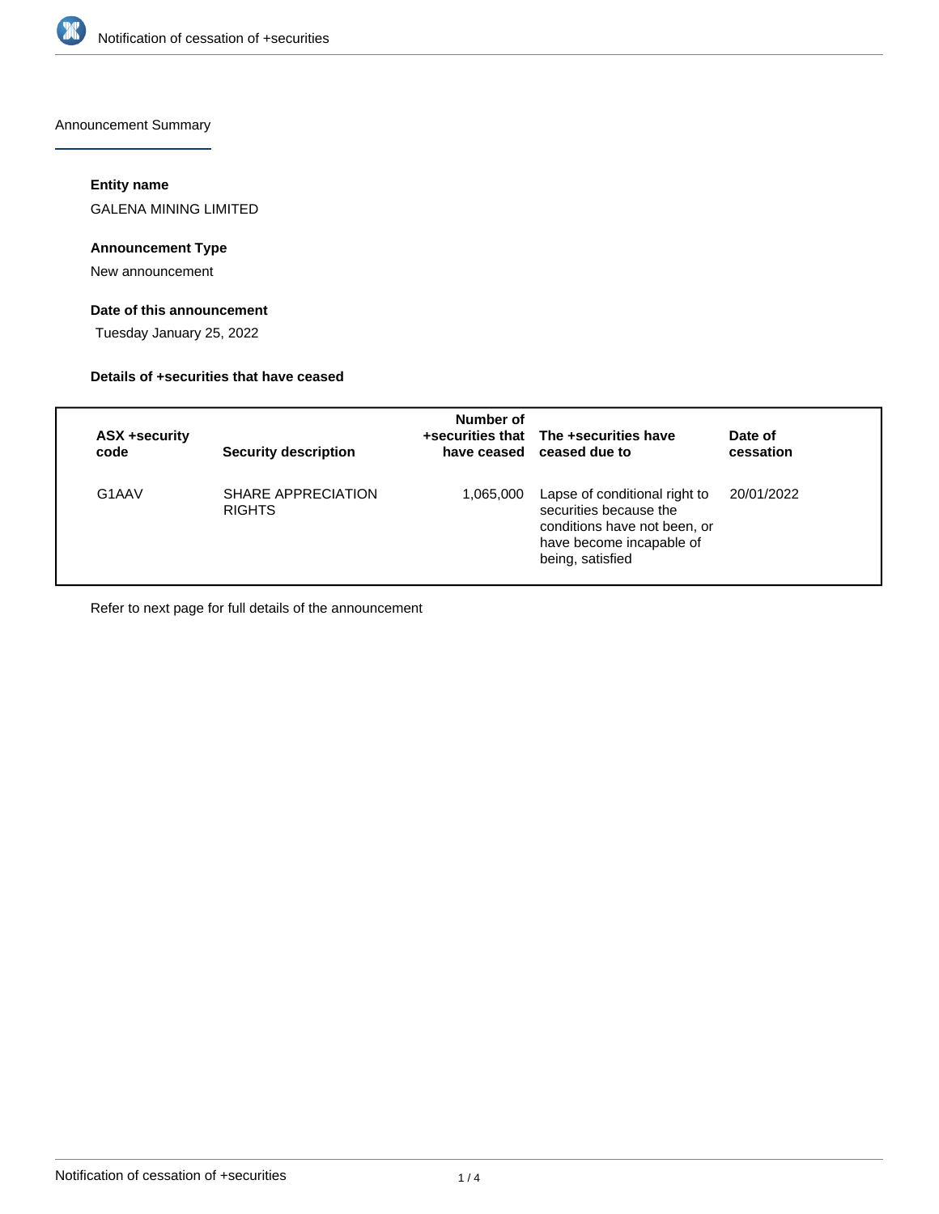Announcement Summary

**Entity name**

GALENA MINING LIMITED

**Announcement Type**

New announcement

**Date of this announcement**

Tuesday January 25, 2022

**Details of +securities that have ceased**

| ASX +security code | Security description | Number of +securities that have ceased | The +securities have ceased due to | Date of cessation |
|---|---|---|---|---|
| G1AAV | SHARE APPRECIATION RIGHTS | 1,065,000 | Lapse of conditional right to securities because the conditions have not been, or have become incapable of being, satisfied | 20/01/2022 |

Refer to next page for full details of the announcement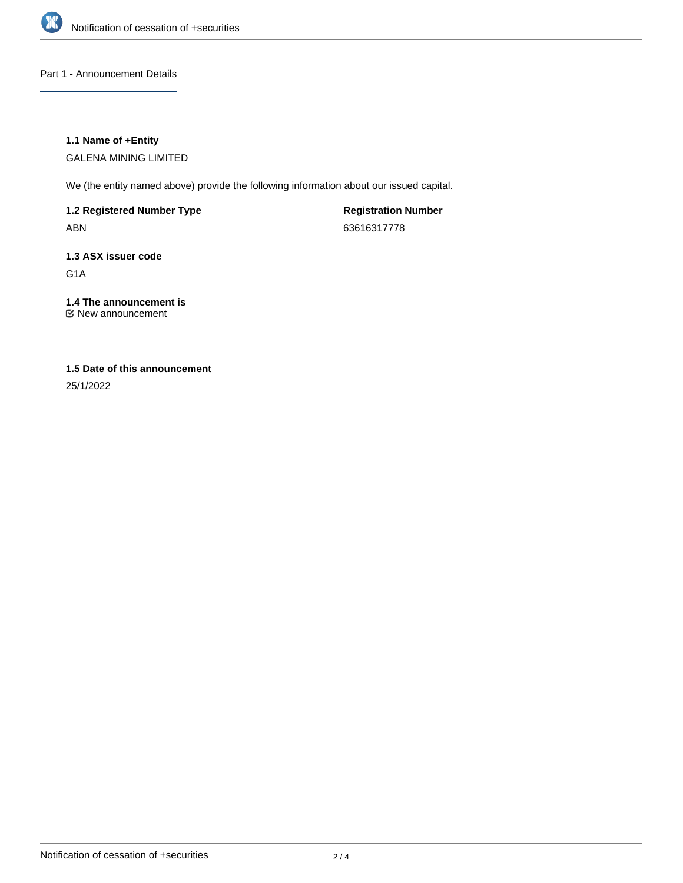## Part 1 - Announcement Details

**1.1 Name of +Entity**

GALENA MINING LIMITED

We (the entity named above) provide the following information about our issued capital.

**1.2 Registered Number Type**

ABN

**Registration Number**

63616317778

**1.3 ASX issuer code**

G1A

**1.4 The announcement is**

New announcement

**1.5 Date of this announcement**

25/1/2022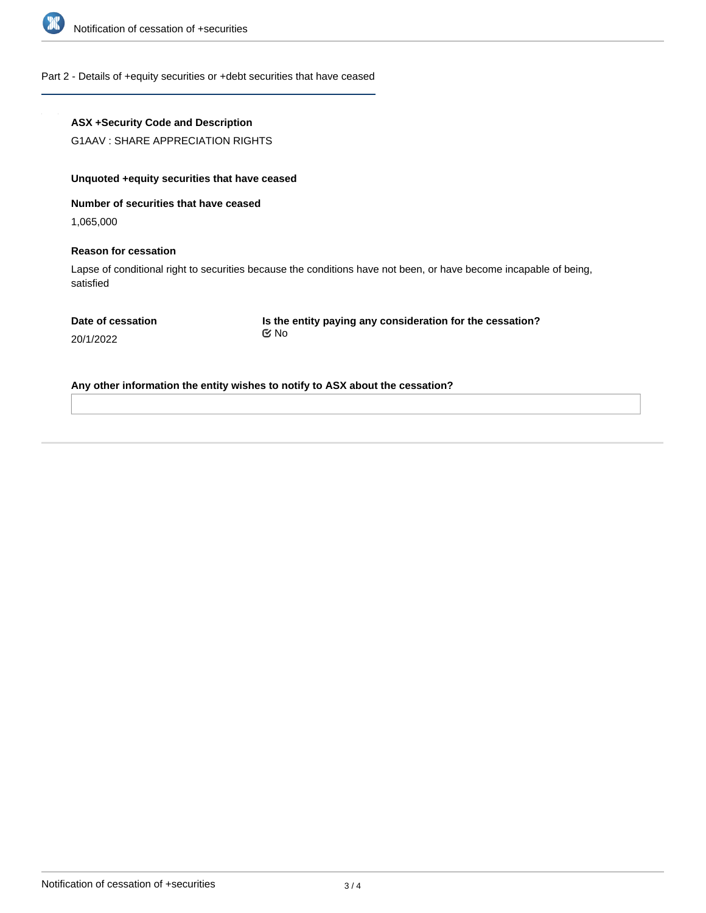## Part 2 - Details of +equity securities or +debt securities that have ceased

**ASX +Security Code and Description**

G1AAV : SHARE APPRECIATION RIGHTS

**Unquoted +equity securities that have ceased**

**Number of securities that have ceased**

1,065,000

**Reason for cessation**

Lapse of conditional right to securities because the conditions have not been, or have become incapable of being, satisfied

**Date of cessation**

20/1/2022

**Is the entity paying any consideration for the cessation?**

No

**Any other information the entity wishes to notify to ASX about the cessation?**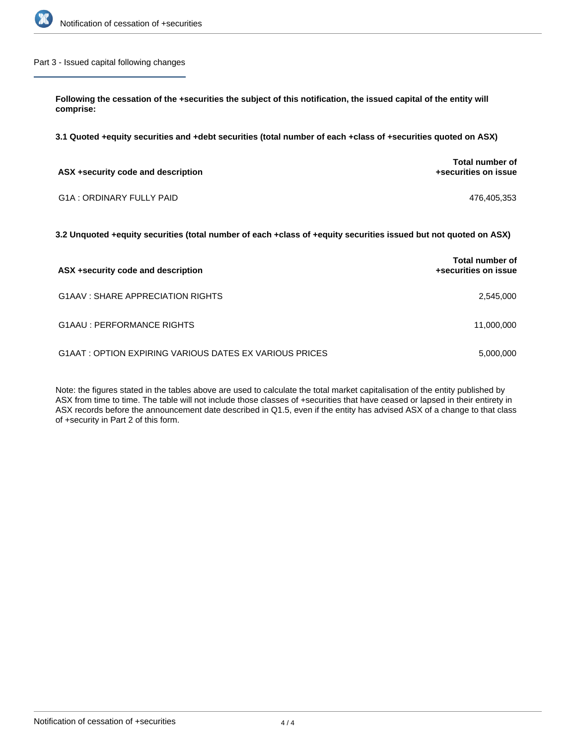## Part 3 - Issued capital following changes

**Following the cessation of the +securities the subject of this notification, the issued capital of the entity will comprise:**

**3.1 Quoted +equity securities and +debt securities (total number of each +class of +securities quoted on ASX)**

| ASX +security code and description | Total number of +securities on issue |
| --- | --- |
| G1A : ORDINARY FULLY PAID | 476,405,353 |

**3.2 Unquoted +equity securities (total number of each +class of +equity securities issued but not quoted on ASX)**

| ASX +security code and description | Total number of +securities on issue |
| --- | --- |
| G1AAV : SHARE APPRECIATION RIGHTS | 2,545,000 |
| G1AAU : PERFORMANCE RIGHTS | 11,000,000 |
| G1AAT : OPTION EXPIRING VARIOUS DATES EX VARIOUS PRICES | 5,000,000 |

Note: the figures stated in the tables above are used to calculate the total market capitalisation of the entity published by ASX from time to time. The table will not include those classes of +securities that have ceased or lapsed in their entirety in ASX records before the announcement date described in Q1.5, even if the entity has advised ASX of a change to that class of +security in Part 2 of this form.